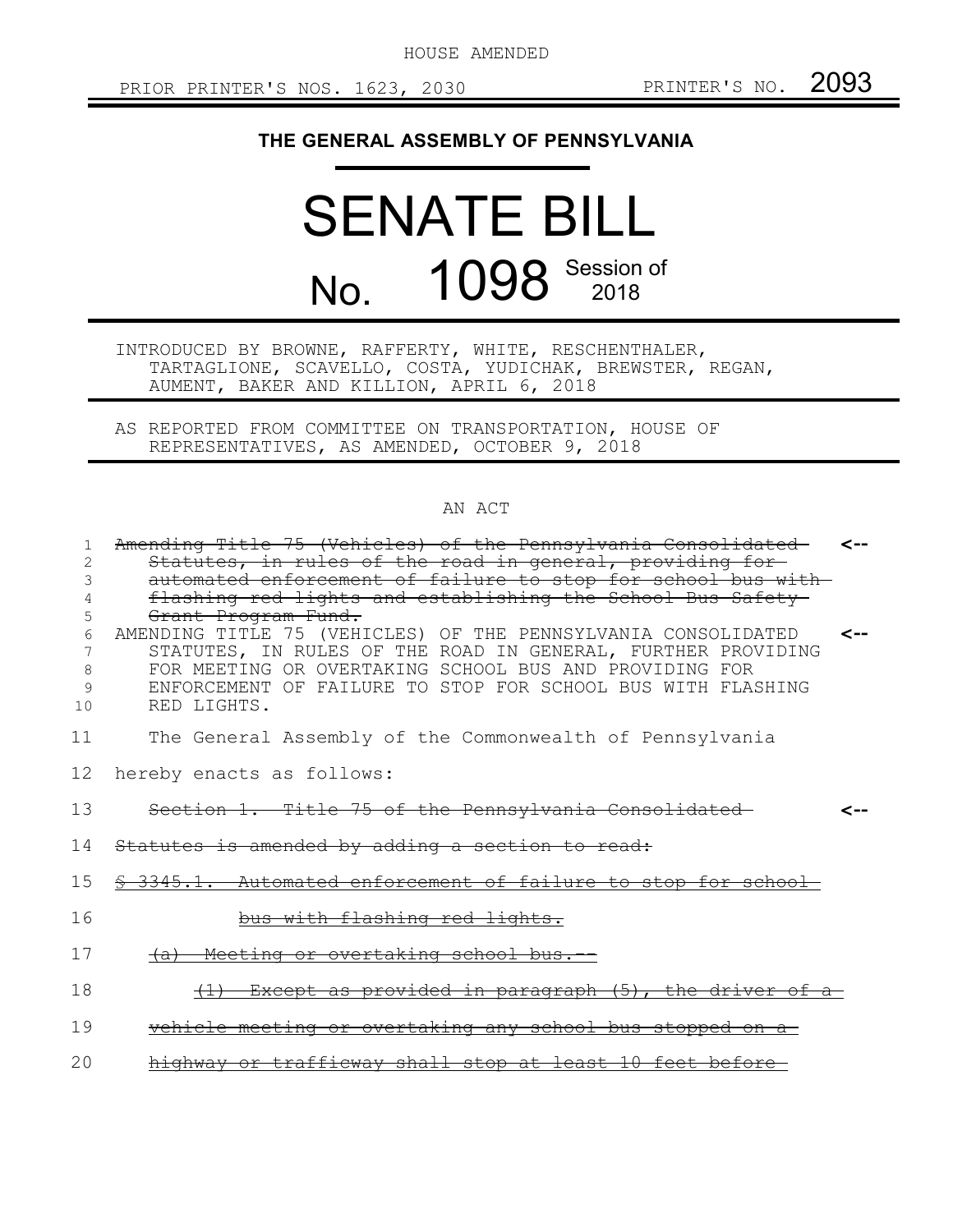HOUSE AMENDED

PRIOR PRINTER'S NOS. 1623, 2030 PRINTER'S NO. 2093

**THE GENERAL ASSEMBLY OF PENNSYLVANIA**

# SENATE BILL

# No. 1098 Session of 2018

INTRODUCED BY BROWNE, RAFFERTY, WHITE, RESCHENTHALER, TARTAGLIONE, SCAVELLO, COSTA, YUDICHAK, BREWSTER, REGAN, AUMENT, BAKER AND KILLION, APRIL 6, 2018

AS REPORTED FROM COMMITTEE ON TRANSPORTATION, HOUSE OF REPRESENTATIVES, AS AMENDED, OCTOBER 9, 2018

AN ACT

~~Amending Title 75 (Vehicles) of the Pennsylvania Consolidated Statutes, in rules of the road in general, providing for automated enforcement of failure to stop for school bus with flashing red lights and establishing the School Bus Safety Grant Program Fund.~~ <--

AMENDING TITLE 75 (VEHICLES) OF THE PENNSYLVANIA CONSOLIDATED STATUTES, IN RULES OF THE ROAD IN GENERAL, FURTHER PROVIDING FOR MEETING OR OVERTAKING SCHOOL BUS AND PROVIDING FOR ENFORCEMENT OF FAILURE TO STOP FOR SCHOOL BUS WITH FLASHING RED LIGHTS. <--

The General Assembly of the Commonwealth of Pennsylvania hereby enacts as follows:

~~Section 1. Title 75 of the Pennsylvania Consolidated Statutes is amended by adding a section to read:~~ <--

~~§ 3345.1. Automated enforcement of failure to stop for school bus with flashing red lights.~~

~~(a) Meeting or overtaking school bus.--~~

~~(1) Except as provided in paragraph (5), the driver of a vehicle meeting or overtaking any school bus stopped on a highway or trafficway shall stop at least 10 feet before~~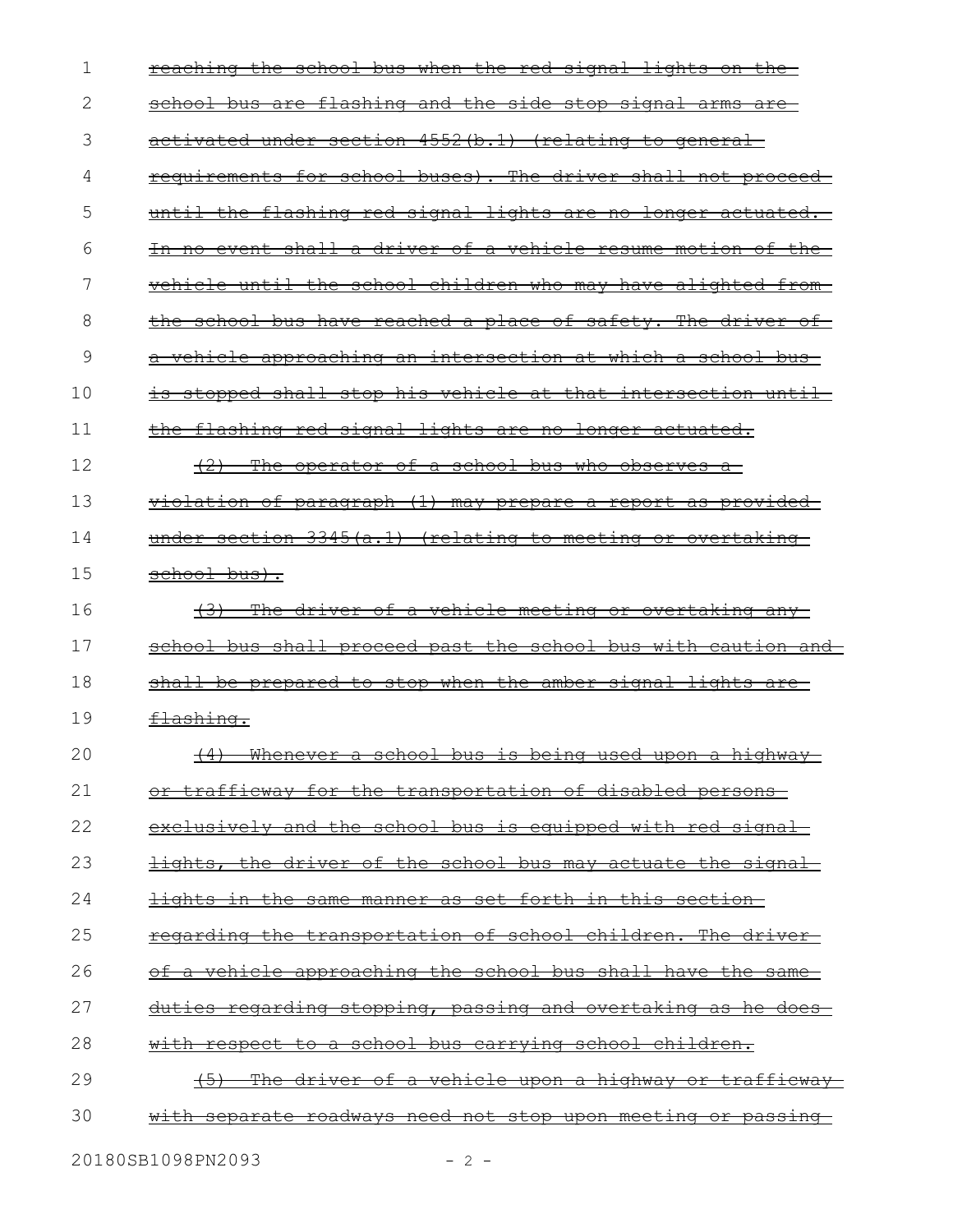~~reaching the school bus when the red signal lights on the school bus are flashing and the side stop signal arms are activated under section 4552(b.1) (relating to general requirements for school buses). The driver shall not proceed until the flashing red signal lights are no longer actuated. In no event shall a driver of a vehicle resume motion of the vehicle until the school children who may have alighted from the school bus have reached a place of safety. The driver of a vehicle approaching an intersection at which a school bus is stopped shall stop his vehicle at that intersection until the flashing red signal lights are no longer actuated.~~

~~(2) The operator of a school bus who observes a violation of paragraph (1) may prepare a report as provided under section 3345(a.1) (relating to meeting or overtaking school bus).~~

~~(3) The driver of a vehicle meeting or overtaking any school bus shall proceed past the school bus with caution and shall be prepared to stop when the amber signal lights are flashing.~~

~~(4) Whenever a school bus is being used upon a highway or trafficway for the transportation of disabled persons exclusively and the school bus is equipped with red signal lights, the driver of the school bus may actuate the signal lights in the same manner as set forth in this section regarding the transportation of school children. The driver of a vehicle approaching the school bus shall have the same duties regarding stopping, passing and overtaking as he does with respect to a school bus carrying school children.~~

~~(5) The driver of a vehicle upon a highway or trafficway with separate roadways need not stop upon meeting or passing~~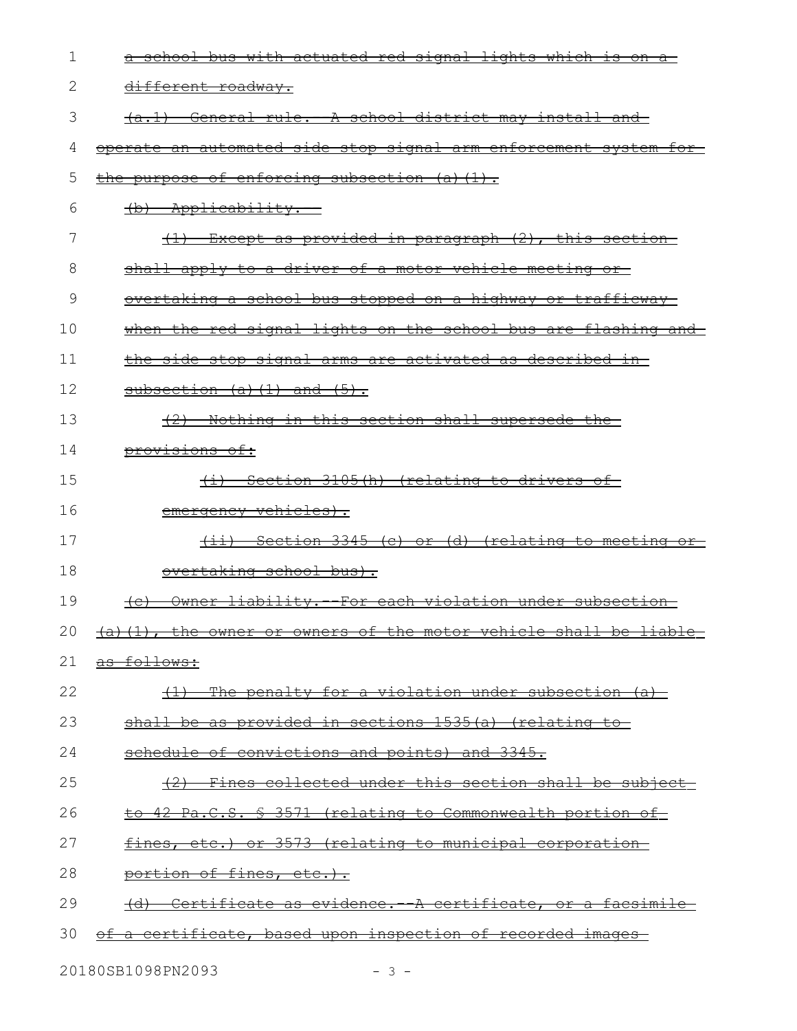~~a school bus with actuated red signal lights which is on a different roadway.~~

~~(a.1) General rule. A school district may install and operate an automated side stop signal arm enforcement system for the purpose of enforcing subsection (a)(1).~~

~~(b) Applicability.~~

~~(1) Except as provided in paragraph (2), this section shall apply to a driver of a motor vehicle meeting or overtaking a school bus stopped on a highway or trafficway when the red signal lights on the school bus are flashing and the side stop signal arms are activated as described in subsection (a)(1) and (5).~~

~~(2) Nothing in this section shall supersede the provisions of:~~

~~(i) Section 3105(h) (relating to drivers of emergency vehicles).~~

~~(ii) Section 3345 (c) or (d) (relating to meeting or overtaking school bus).~~

~~(c) Owner liability.--For each violation under subsection (a)(1), the owner or owners of the motor vehicle shall be liable as follows:~~

~~(1) The penalty for a violation under subsection (a) shall be as provided in sections 1535(a) (relating to schedule of convictions and points) and 3345.~~

~~(2) Fines collected under this section shall be subject to 42 Pa.C.S. § 3571 (relating to Commonwealth portion of fines, etc.) or 3573 (relating to municipal corporation portion of fines, etc.).~~

~~(d) Certificate as evidence.--A certificate, or a facsimile of a certificate, based upon inspection of recorded images~~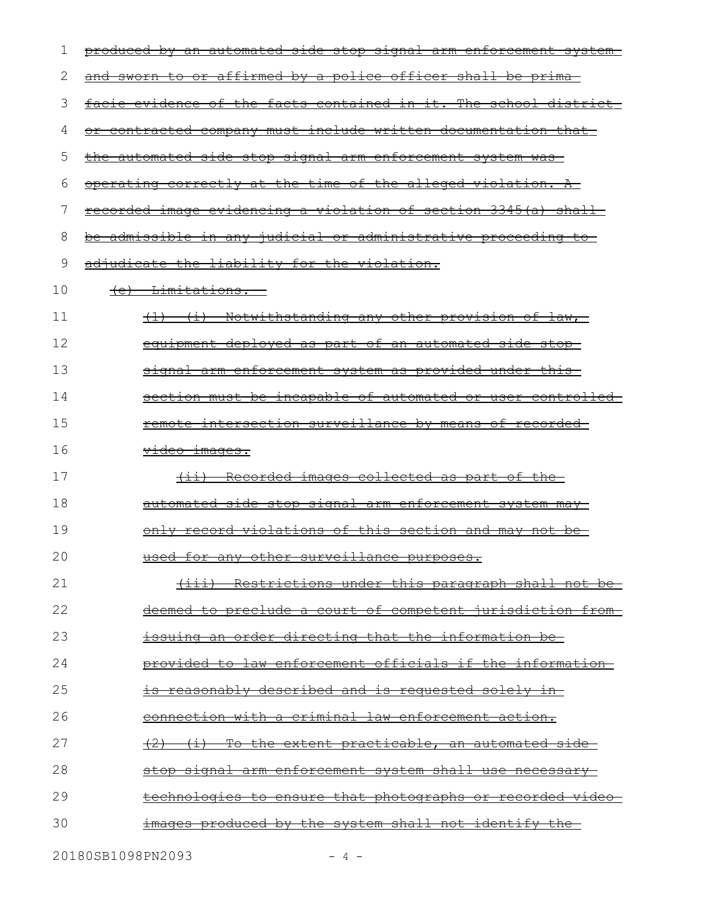~~produced by an automated side stop signal arm enforcement system and sworn to or affirmed by a police officer shall be prima facie evidence of the facts contained in it. The school district or contracted company must include written documentation that the automated side stop signal arm enforcement system was operating correctly at the time of the alleged violation. A recorded image evidencing a violation of section 3345(a) shall be admissible in any judicial or administrative proceeding to adjudicate the liability for the violation.~~

~~(e) Limitations.~~

~~(1) (i) Notwithstanding any other provision of law, equipment deployed as part of an automated side stop signal arm enforcement system as provided under this section must be incapable of automated or user-controlled remote intersection surveillance by means of recorded video images.~~

~~(ii) Recorded images collected as part of the automated side stop signal arm enforcement system may only record violations of this section and may not be used for any other surveillance purposes.~~

~~(iii) Restrictions under this paragraph shall not be deemed to preclude a court of competent jurisdiction from issuing an order directing that the information be provided to law enforcement officials if the information is reasonably described and is requested solely in connection with a criminal law enforcement action.~~

~~(2) (i) To the extent practicable, an automated side stop signal arm enforcement system shall use necessary technologies to ensure that photographs or recorded video images produced by the system shall not identify the~~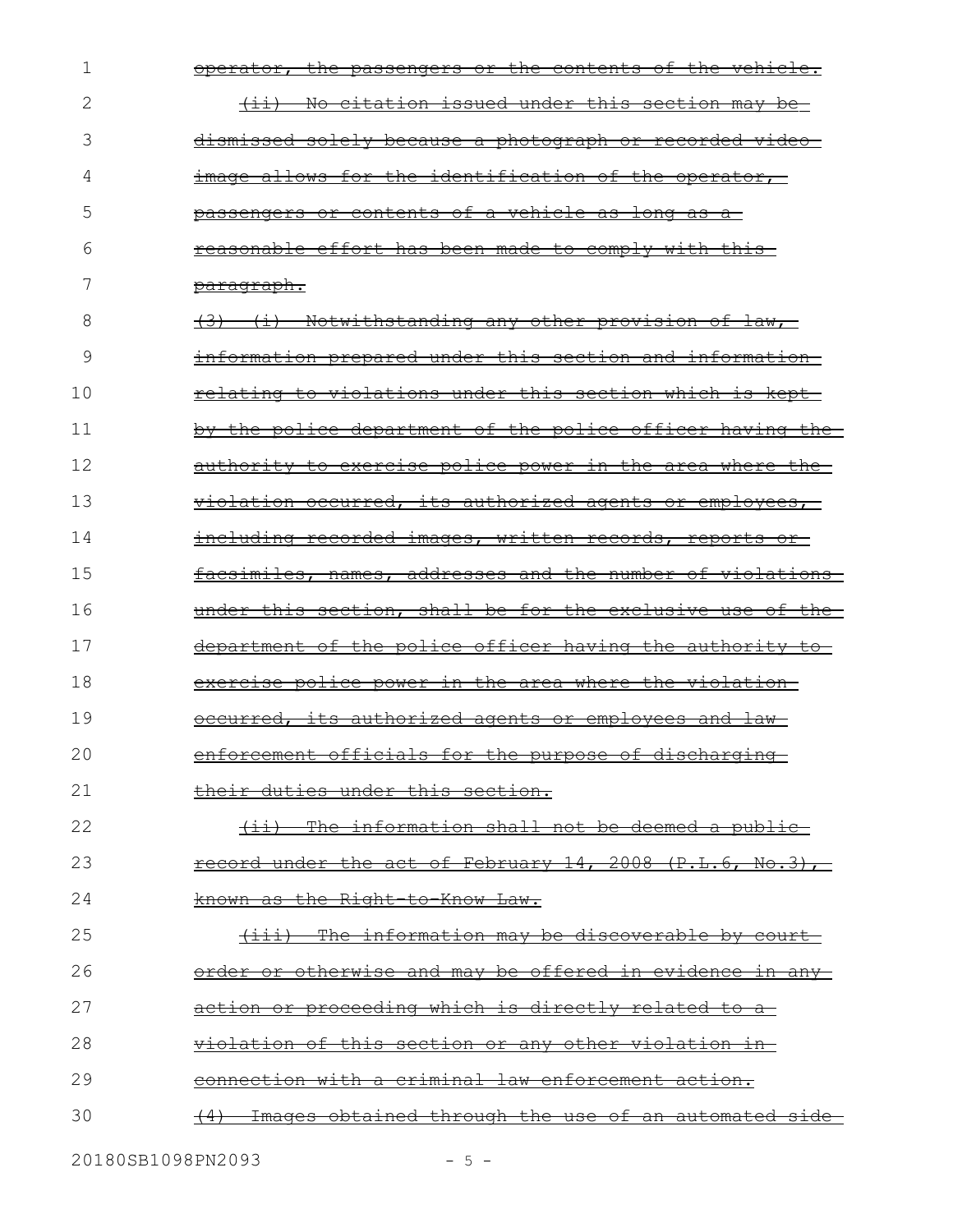~~operator, the passengers or the contents of the vehicle.~~

~~(ii) No citation issued under this section may be dismissed solely because a photograph or recorded video image allows for the identification of the operator, passengers or contents of a vehicle as long as a reasonable effort has been made to comply with this paragraph.~~

~~(3) (i) Notwithstanding any other provision of law, information prepared under this section and information relating to violations under this section which is kept by the police department of the police officer having the authority to exercise police power in the area where the violation occurred, its authorized agents or employees, including recorded images, written records, reports or facsimiles, names, addresses and the number of violations under this section, shall be for the exclusive use of the department of the police officer having the authority to exercise police power in the area where the violation occurred, its authorized agents or employees and law enforcement officials for the purpose of discharging their duties under this section.~~

~~(ii) The information shall not be deemed a public record under the act of February 14, 2008 (P.L.6, No.3), known as the Right-to-Know Law.~~

~~(iii) The information may be discoverable by court order or otherwise and may be offered in evidence in any action or proceeding which is directly related to a violation of this section or any other violation in connection with a criminal law enforcement action.~~

~~(4) Images obtained through the use of an automated side~~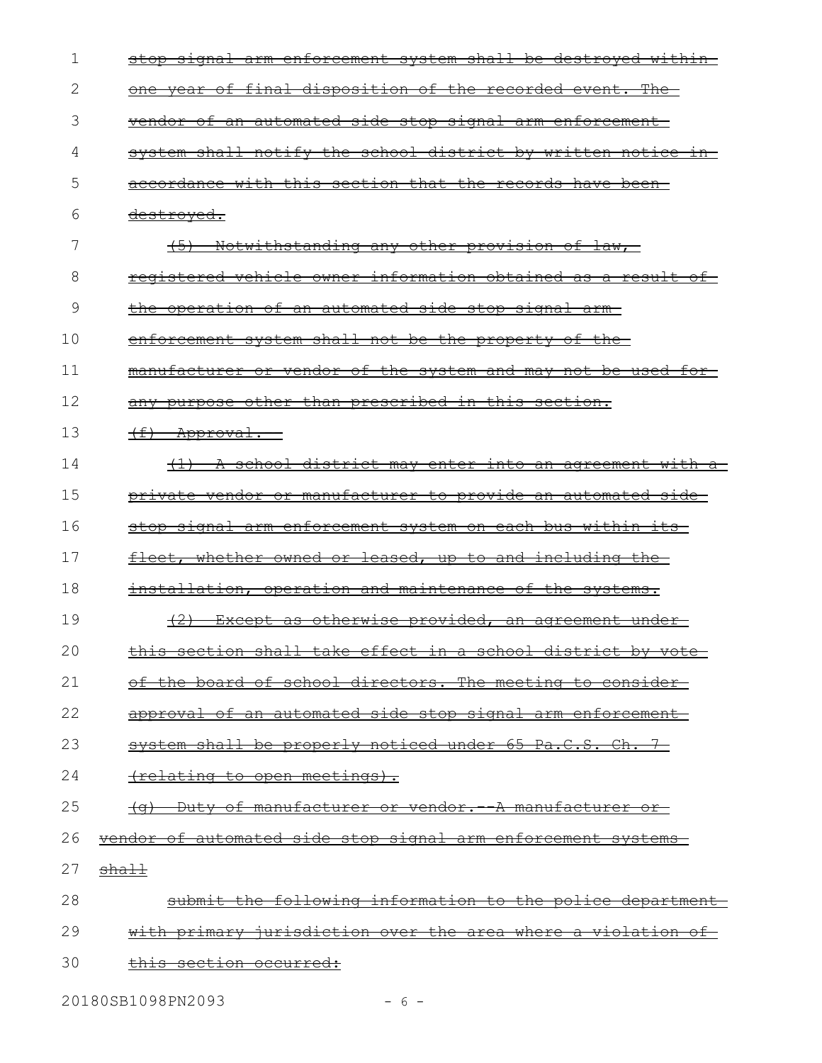~~stop signal arm enforcement system shall be destroyed within one year of final disposition of the recorded event. The vendor of an automated side stop signal arm enforcement system shall notify the school district by written notice in accordance with this section that the records have been destroyed.~~

~~(5) Notwithstanding any other provision of law, registered vehicle owner information obtained as a result of the operation of an automated side stop signal arm enforcement system shall not be the property of the manufacturer or vendor of the system and may not be used for any purpose other than prescribed in this section.~~

~~(f) Approval.~~

~~(1) A school district may enter into an agreement with a private vendor or manufacturer to provide an automated side stop signal arm enforcement system on each bus within its fleet, whether owned or leased, up to and including the installation, operation and maintenance of the systems.~~

~~(2) Except as otherwise provided, an agreement under this section shall take effect in a school district by vote of the board of school directors. The meeting to consider approval of an automated side stop signal arm enforcement system shall be properly noticed under 65 Pa.C.S. Ch. 7 (relating to open meetings).~~

~~(g) Duty of manufacturer or vendor.--A manufacturer or vendor of automated side stop signal arm enforcement systems shall~~

~~submit the following information to the police department with primary jurisdiction over the area where a violation of this section occurred:~~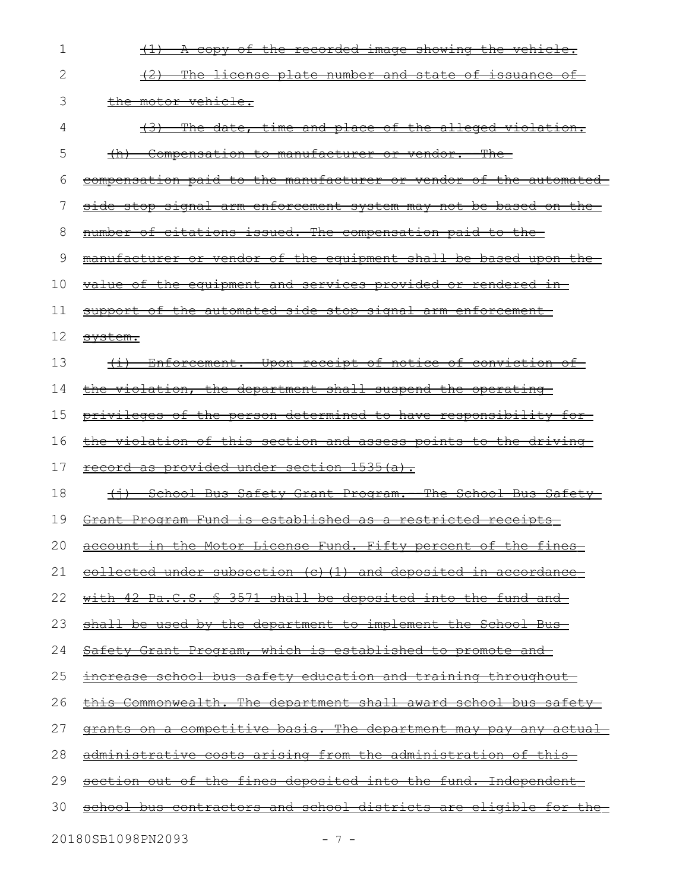~~(1) A copy of the recorded image showing the vehicle.~~

~~(2) The license plate number and state of issuance of the motor vehicle.~~

~~(3) The date, time and place of the alleged violation.~~

~~(h) Compensation to manufacturer or vendor.--The compensation paid to the manufacturer or vendor of the automated side stop signal arm enforcement system may not be based on the number of citations issued. The compensation paid to the manufacturer or vendor of the equipment shall be based upon the value of the equipment and services provided or rendered in support of the automated side stop signal arm enforcement system.~~

~~(i) Enforcement.--Upon receipt of notice of conviction of the violation, the department shall suspend the operating privileges of the person determined to have responsibility for the violation of this section and assess points to the driving record as provided under section 1535(a).~~

~~(j) School Bus Safety Grant Program.--The School Bus Safety Grant Program Fund is established as a restricted receipts account in the Motor License Fund. Fifty percent of the fines collected under subsection (c)(1) and deposited in accordance with 42 Pa.C.S. § 3571 shall be deposited into the fund and shall be used by the department to implement the School Bus Safety Grant Program, which is established to promote and increase school bus safety education and training throughout this Commonwealth. The department shall award school bus safety grants on a competitive basis. The department may pay any actual administrative costs arising from the administration of this section out of the fines deposited into the fund. Independent school bus contractors and school districts are eligible for the~~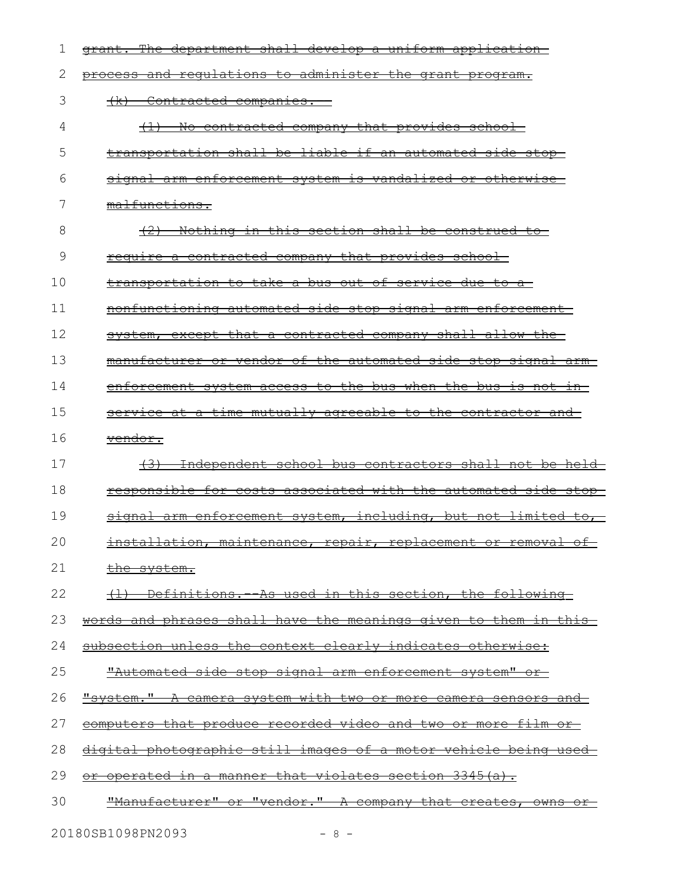~~grant. The department shall develop a uniform application process and regulations to administer the grant program.~~

~~(k) Contracted companies.~~

~~(1) No contracted company that provides school transportation shall be liable if an automated side stop signal arm enforcement system is vandalized or otherwise malfunctions.~~

~~(2) Nothing in this section shall be construed to require a contracted company that provides school transportation to take a bus out of service due to a nonfunctioning automated side stop signal arm enforcement system, except that a contracted company shall allow the manufacturer or vendor of the automated side stop signal arm enforcement system access to the bus when the bus is not in service at a time mutually agreeable to the contractor and vendor.~~

~~(3) Independent school bus contractors shall not be held responsible for costs associated with the automated side stop signal arm enforcement system, including, but not limited to, installation, maintenance, repair, replacement or removal of the system.~~

~~(l) Definitions.--As used in this section, the following words and phrases shall have the meanings given to them in this subsection unless the context clearly indicates otherwise:~~

~~"Automated side stop signal arm enforcement system" or "system." A camera system with two or more camera sensors and computers that produce recorded video and two or more film or digital photographic still images of a motor vehicle being used or operated in a manner that violates section 3345(a).~~

~~"Manufacturer" or "vendor." A company that creates, owns or~~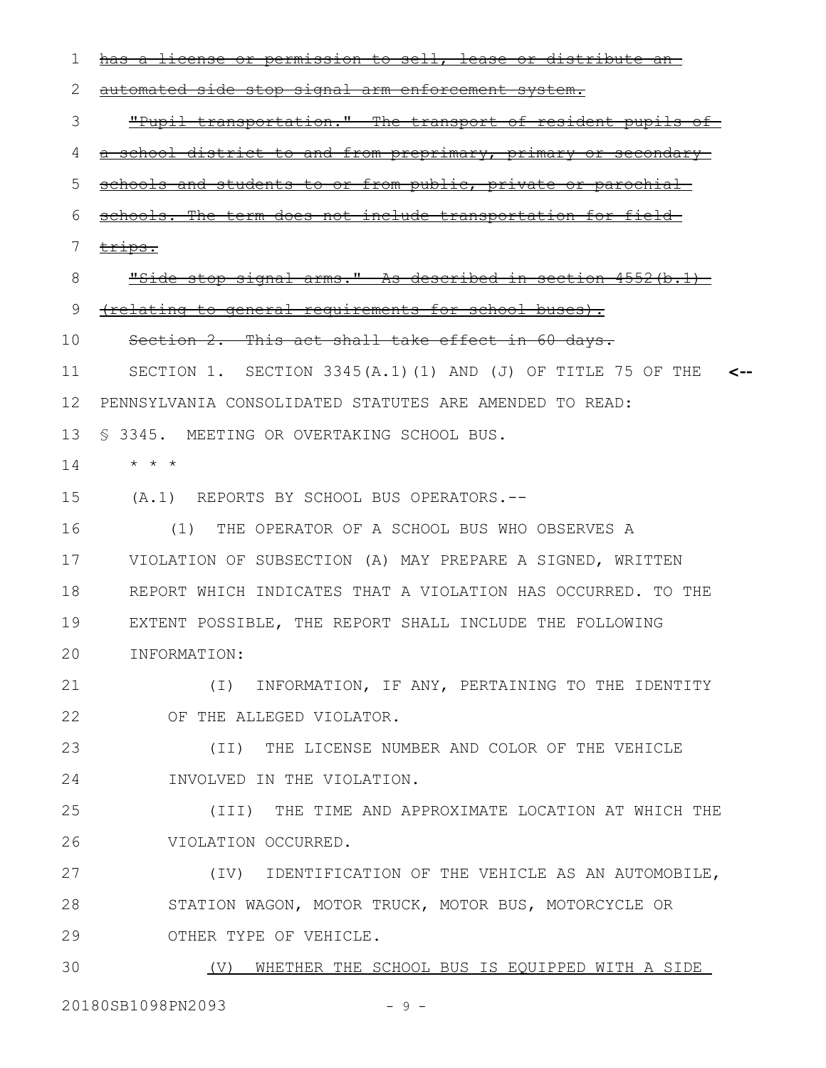~~has a license or permission to sell, lease or distribute an automated side stop signal arm enforcement system.~~

~~"Pupil transportation." The transport of resident pupils of a school district to and from preprimary, primary or secondary schools and students to or from public, private or parochial schools. The term does not include transportation for field trips.~~

~~"Side stop signal arms." As described in section 4552(b.1) (relating to general requirements for school buses).~~

~~Section 2. This act shall take effect in 60 days.~~

SECTION 1. SECTION 3345(A.1)(1) AND (J) OF TITLE 75 OF THE PENNSYLVANIA CONSOLIDATED STATUTES ARE AMENDED TO READ:

§ 3345. MEETING OR OVERTAKING SCHOOL BUS.

\* \* \*

(A.1) REPORTS BY SCHOOL BUS OPERATORS.--

(1) THE OPERATOR OF A SCHOOL BUS WHO OBSERVES A VIOLATION OF SUBSECTION (A) MAY PREPARE A SIGNED, WRITTEN REPORT WHICH INDICATES THAT A VIOLATION HAS OCCURRED. TO THE EXTENT POSSIBLE, THE REPORT SHALL INCLUDE THE FOLLOWING INFORMATION:

(I) INFORMATION, IF ANY, PERTAINING TO THE IDENTITY OF THE ALLEGED VIOLATOR.

(II) THE LICENSE NUMBER AND COLOR OF THE VEHICLE INVOLVED IN THE VIOLATION.

(III) THE TIME AND APPROXIMATE LOCATION AT WHICH THE VIOLATION OCCURRED.

(IV) IDENTIFICATION OF THE VEHICLE AS AN AUTOMOBILE, STATION WAGON, MOTOR TRUCK, MOTOR BUS, MOTORCYCLE OR OTHER TYPE OF VEHICLE.

<u>(V) WHETHER THE SCHOOL BUS IS EQUIPPED WITH A SIDE</u>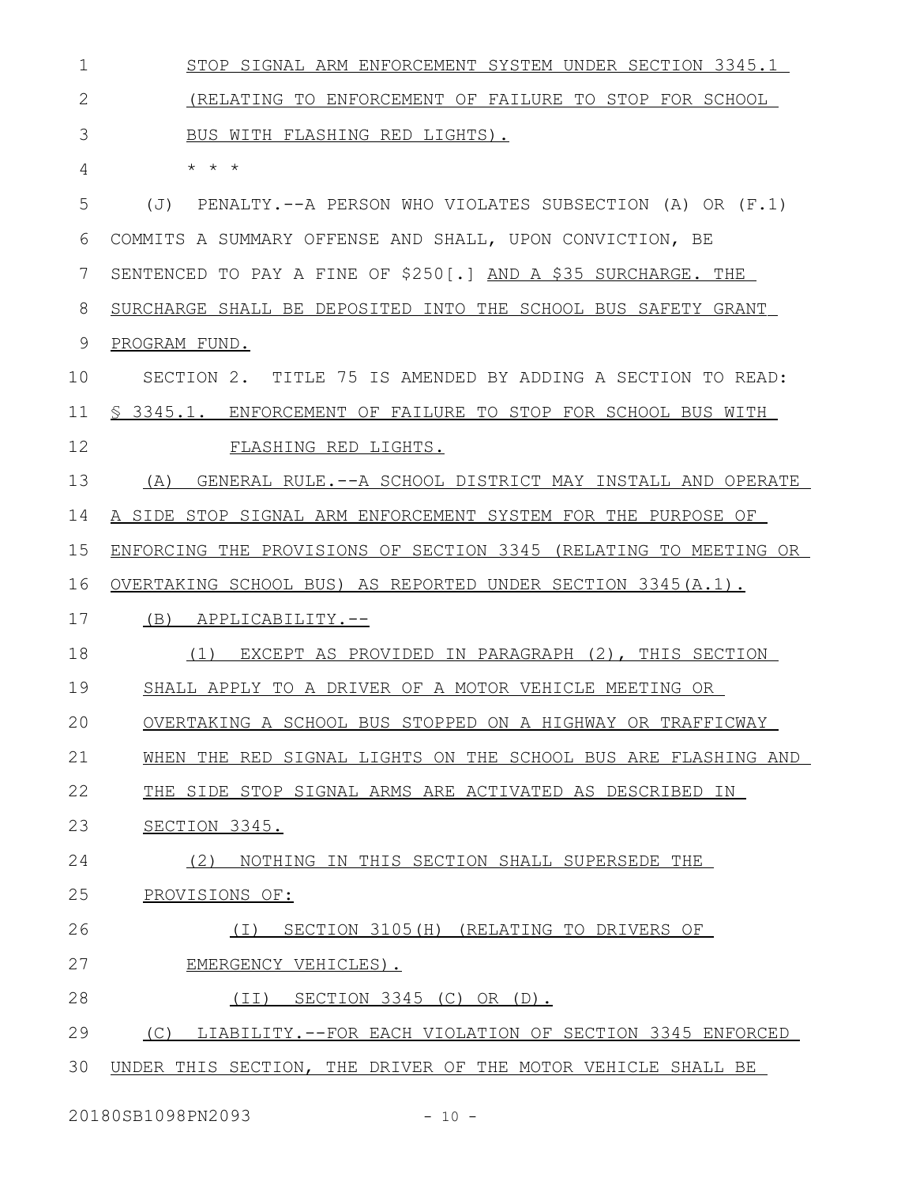STOP SIGNAL ARM ENFORCEMENT SYSTEM UNDER SECTION 3345.1 (RELATING TO ENFORCEMENT OF FAILURE TO STOP FOR SCHOOL BUS WITH FLASHING RED LIGHTS).

* * *

(J) PENALTY.--A PERSON WHO VIOLATES SUBSECTION (A) OR (F.1) COMMITS A SUMMARY OFFENSE AND SHALL, UPON CONVICTION, BE SENTENCED TO PAY A FINE OF $250[.] AND A $35 SURCHARGE. THE SURCHARGE SHALL BE DEPOSITED INTO THE SCHOOL BUS SAFETY GRANT PROGRAM FUND.

SECTION 2. TITLE 75 IS AMENDED BY ADDING A SECTION TO READ:

§ 3345.1. ENFORCEMENT OF FAILURE TO STOP FOR SCHOOL BUS WITH FLASHING RED LIGHTS.

(A) GENERAL RULE.--A SCHOOL DISTRICT MAY INSTALL AND OPERATE A SIDE STOP SIGNAL ARM ENFORCEMENT SYSTEM FOR THE PURPOSE OF ENFORCING THE PROVISIONS OF SECTION 3345 (RELATING TO MEETING OR OVERTAKING SCHOOL BUS) AS REPORTED UNDER SECTION 3345(A.1).

(B) APPLICABILITY.--

(1) EXCEPT AS PROVIDED IN PARAGRAPH (2), THIS SECTION SHALL APPLY TO A DRIVER OF A MOTOR VEHICLE MEETING OR OVERTAKING A SCHOOL BUS STOPPED ON A HIGHWAY OR TRAFFICWAY WHEN THE RED SIGNAL LIGHTS ON THE SCHOOL BUS ARE FLASHING AND THE SIDE STOP SIGNAL ARMS ARE ACTIVATED AS DESCRIBED IN SECTION 3345.

(2) NOTHING IN THIS SECTION SHALL SUPERSEDE THE PROVISIONS OF:

(I) SECTION 3105(H) (RELATING TO DRIVERS OF EMERGENCY VEHICLES).

(II) SECTION 3345 (C) OR (D).

(C) LIABILITY.--FOR EACH VIOLATION OF SECTION 3345 ENFORCED UNDER THIS SECTION, THE DRIVER OF THE MOTOR VEHICLE SHALL BE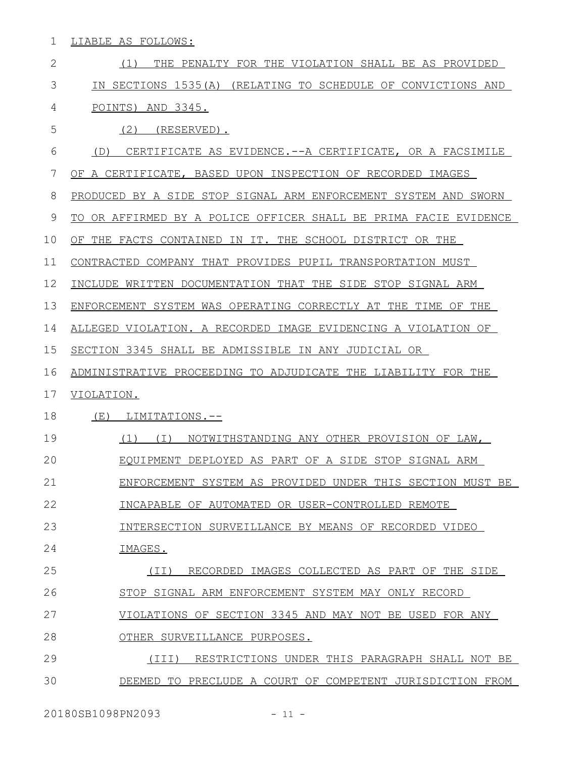LIABLE AS FOLLOWS:

(1) THE PENALTY FOR THE VIOLATION SHALL BE AS PROVIDED IN SECTIONS 1535(A) (RELATING TO SCHEDULE OF CONVICTIONS AND POINTS) AND 3345.

(2) (RESERVED).

(D) CERTIFICATE AS EVIDENCE.--A CERTIFICATE, OR A FACSIMILE OF A CERTIFICATE, BASED UPON INSPECTION OF RECORDED IMAGES PRODUCED BY A SIDE STOP SIGNAL ARM ENFORCEMENT SYSTEM AND SWORN TO OR AFFIRMED BY A POLICE OFFICER SHALL BE PRIMA FACIE EVIDENCE OF THE FACTS CONTAINED IN IT. THE SCHOOL DISTRICT OR THE CONTRACTED COMPANY THAT PROVIDES PUPIL TRANSPORTATION MUST INCLUDE WRITTEN DOCUMENTATION THAT THE SIDE STOP SIGNAL ARM ENFORCEMENT SYSTEM WAS OPERATING CORRECTLY AT THE TIME OF THE ALLEGED VIOLATION. A RECORDED IMAGE EVIDENCING A VIOLATION OF SECTION 3345 SHALL BE ADMISSIBLE IN ANY JUDICIAL OR ADMINISTRATIVE PROCEEDING TO ADJUDICATE THE LIABILITY FOR THE VIOLATION.

(E) LIMITATIONS.--

(1) (I) NOTWITHSTANDING ANY OTHER PROVISION OF LAW, EQUIPMENT DEPLOYED AS PART OF A SIDE STOP SIGNAL ARM ENFORCEMENT SYSTEM AS PROVIDED UNDER THIS SECTION MUST BE INCAPABLE OF AUTOMATED OR USER-CONTROLLED REMOTE INTERSECTION SURVEILLANCE BY MEANS OF RECORDED VIDEO IMAGES.

(II) RECORDED IMAGES COLLECTED AS PART OF THE SIDE STOP SIGNAL ARM ENFORCEMENT SYSTEM MAY ONLY RECORD VIOLATIONS OF SECTION 3345 AND MAY NOT BE USED FOR ANY OTHER SURVEILLANCE PURPOSES.

(III) RESTRICTIONS UNDER THIS PARAGRAPH SHALL NOT BE DEEMED TO PRECLUDE A COURT OF COMPETENT JURISDICTION FROM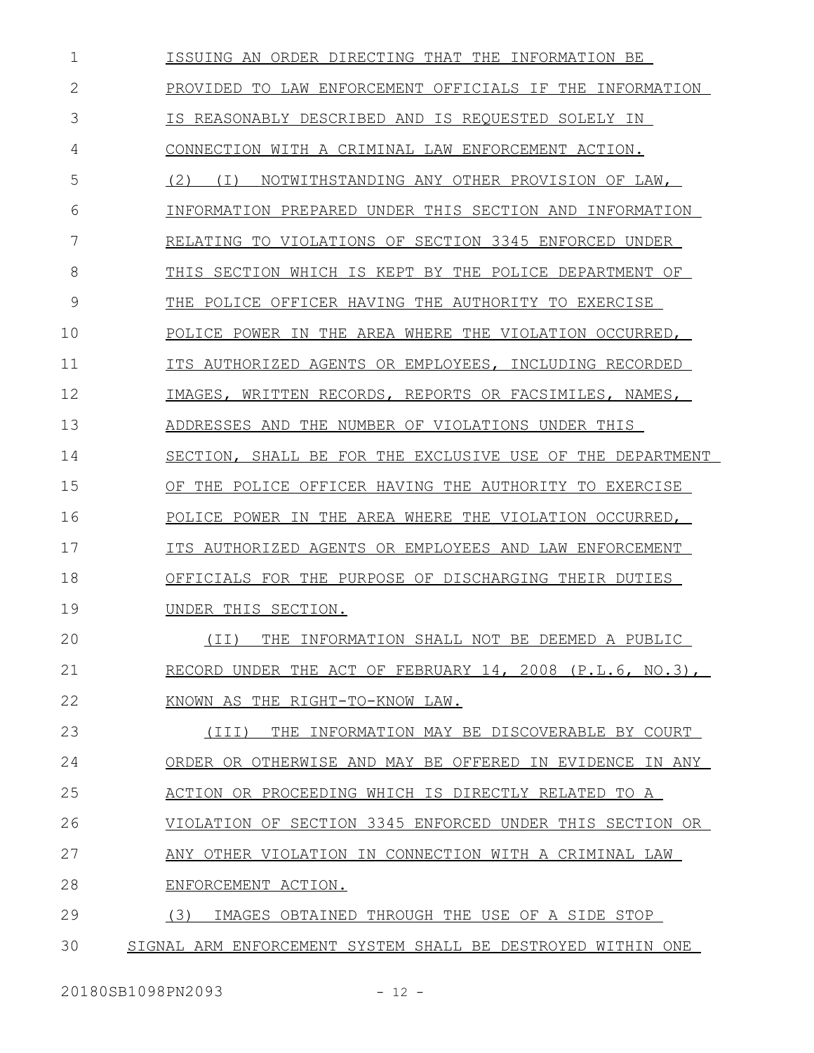ISSUING AN ORDER DIRECTING THAT THE INFORMATION BE PROVIDED TO LAW ENFORCEMENT OFFICIALS IF THE INFORMATION IS REASONABLY DESCRIBED AND IS REQUESTED SOLELY IN CONNECTION WITH A CRIMINAL LAW ENFORCEMENT ACTION.

(2) (I) NOTWITHSTANDING ANY OTHER PROVISION OF LAW, INFORMATION PREPARED UNDER THIS SECTION AND INFORMATION RELATING TO VIOLATIONS OF SECTION 3345 ENFORCED UNDER THIS SECTION WHICH IS KEPT BY THE POLICE DEPARTMENT OF THE POLICE OFFICER HAVING THE AUTHORITY TO EXERCISE POLICE POWER IN THE AREA WHERE THE VIOLATION OCCURRED, ITS AUTHORIZED AGENTS OR EMPLOYEES, INCLUDING RECORDED IMAGES, WRITTEN RECORDS, REPORTS OR FACSIMILES, NAMES, ADDRESSES AND THE NUMBER OF VIOLATIONS UNDER THIS SECTION, SHALL BE FOR THE EXCLUSIVE USE OF THE DEPARTMENT OF THE POLICE OFFICER HAVING THE AUTHORITY TO EXERCISE POLICE POWER IN THE AREA WHERE THE VIOLATION OCCURRED, ITS AUTHORIZED AGENTS OR EMPLOYEES AND LAW ENFORCEMENT OFFICIALS FOR THE PURPOSE OF DISCHARGING THEIR DUTIES UNDER THIS SECTION.

(II) THE INFORMATION SHALL NOT BE DEEMED A PUBLIC RECORD UNDER THE ACT OF FEBRUARY 14, 2008 (P.L.6, NO.3), KNOWN AS THE RIGHT-TO-KNOW LAW.

(III) THE INFORMATION MAY BE DISCOVERABLE BY COURT ORDER OR OTHERWISE AND MAY BE OFFERED IN EVIDENCE IN ANY ACTION OR PROCEEDING WHICH IS DIRECTLY RELATED TO A VIOLATION OF SECTION 3345 ENFORCED UNDER THIS SECTION OR ANY OTHER VIOLATION IN CONNECTION WITH A CRIMINAL LAW ENFORCEMENT ACTION.

(3) IMAGES OBTAINED THROUGH THE USE OF A SIDE STOP SIGNAL ARM ENFORCEMENT SYSTEM SHALL BE DESTROYED WITHIN ONE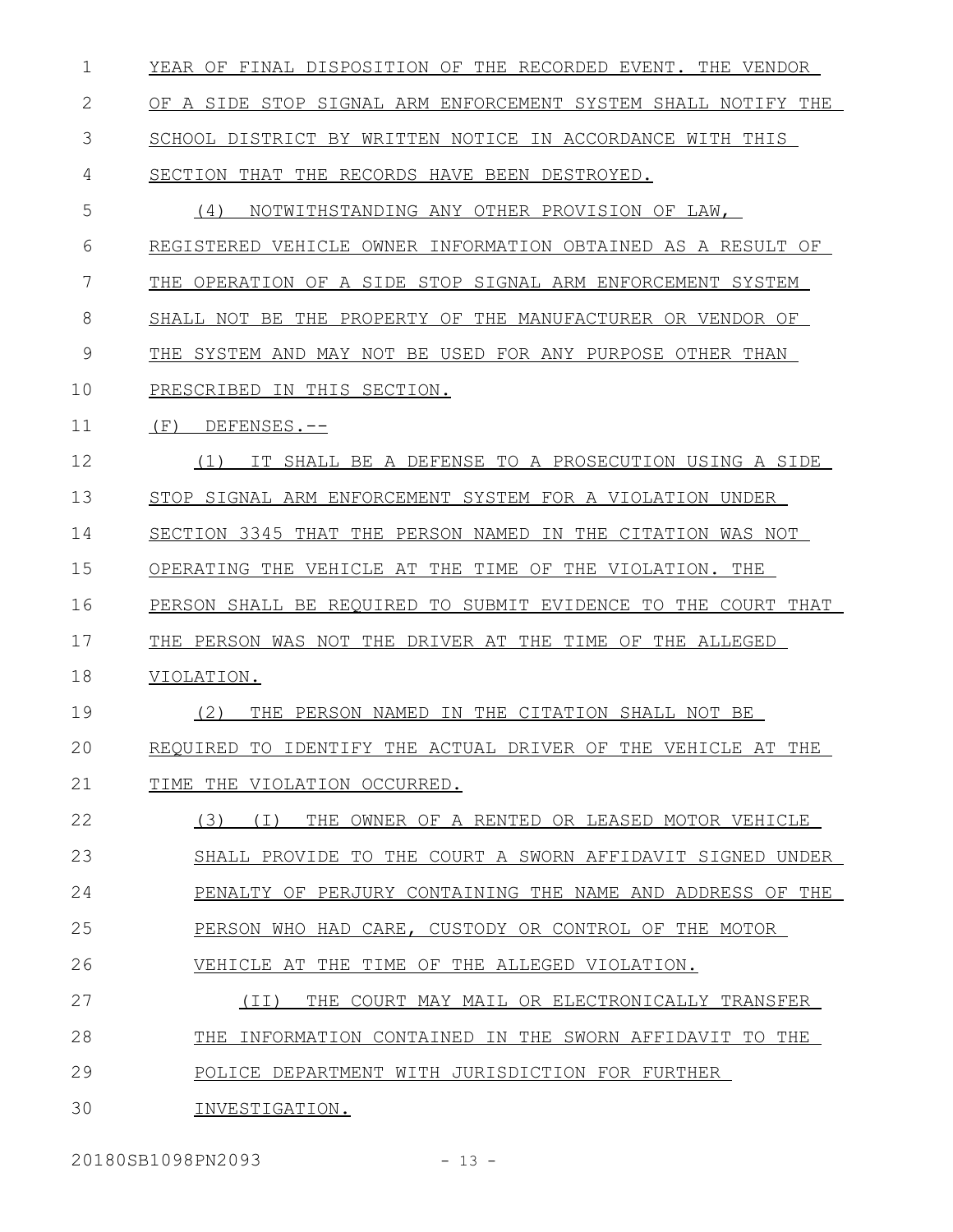YEAR OF FINAL DISPOSITION OF THE RECORDED EVENT. THE VENDOR OF A SIDE STOP SIGNAL ARM ENFORCEMENT SYSTEM SHALL NOTIFY THE SCHOOL DISTRICT BY WRITTEN NOTICE IN ACCORDANCE WITH THIS SECTION THAT THE RECORDS HAVE BEEN DESTROYED.

(4) NOTWITHSTANDING ANY OTHER PROVISION OF LAW, REGISTERED VEHICLE OWNER INFORMATION OBTAINED AS A RESULT OF THE OPERATION OF A SIDE STOP SIGNAL ARM ENFORCEMENT SYSTEM SHALL NOT BE THE PROPERTY OF THE MANUFACTURER OR VENDOR OF THE SYSTEM AND MAY NOT BE USED FOR ANY PURPOSE OTHER THAN PRESCRIBED IN THIS SECTION.

(F) DEFENSES.--

(1) IT SHALL BE A DEFENSE TO A PROSECUTION USING A SIDE STOP SIGNAL ARM ENFORCEMENT SYSTEM FOR A VIOLATION UNDER SECTION 3345 THAT THE PERSON NAMED IN THE CITATION WAS NOT OPERATING THE VEHICLE AT THE TIME OF THE VIOLATION. THE PERSON SHALL BE REQUIRED TO SUBMIT EVIDENCE TO THE COURT THAT THE PERSON WAS NOT THE DRIVER AT THE TIME OF THE ALLEGED VIOLATION.

(2) THE PERSON NAMED IN THE CITATION SHALL NOT BE REQUIRED TO IDENTIFY THE ACTUAL DRIVER OF THE VEHICLE AT THE TIME THE VIOLATION OCCURRED.

(3) (I) THE OWNER OF A RENTED OR LEASED MOTOR VEHICLE SHALL PROVIDE TO THE COURT A SWORN AFFIDAVIT SIGNED UNDER PENALTY OF PERJURY CONTAINING THE NAME AND ADDRESS OF THE PERSON WHO HAD CARE, CUSTODY OR CONTROL OF THE MOTOR VEHICLE AT THE TIME OF THE ALLEGED VIOLATION.

(II) THE COURT MAY MAIL OR ELECTRONICALLY TRANSFER THE INFORMATION CONTAINED IN THE SWORN AFFIDAVIT TO THE POLICE DEPARTMENT WITH JURISDICTION FOR FURTHER INVESTIGATION.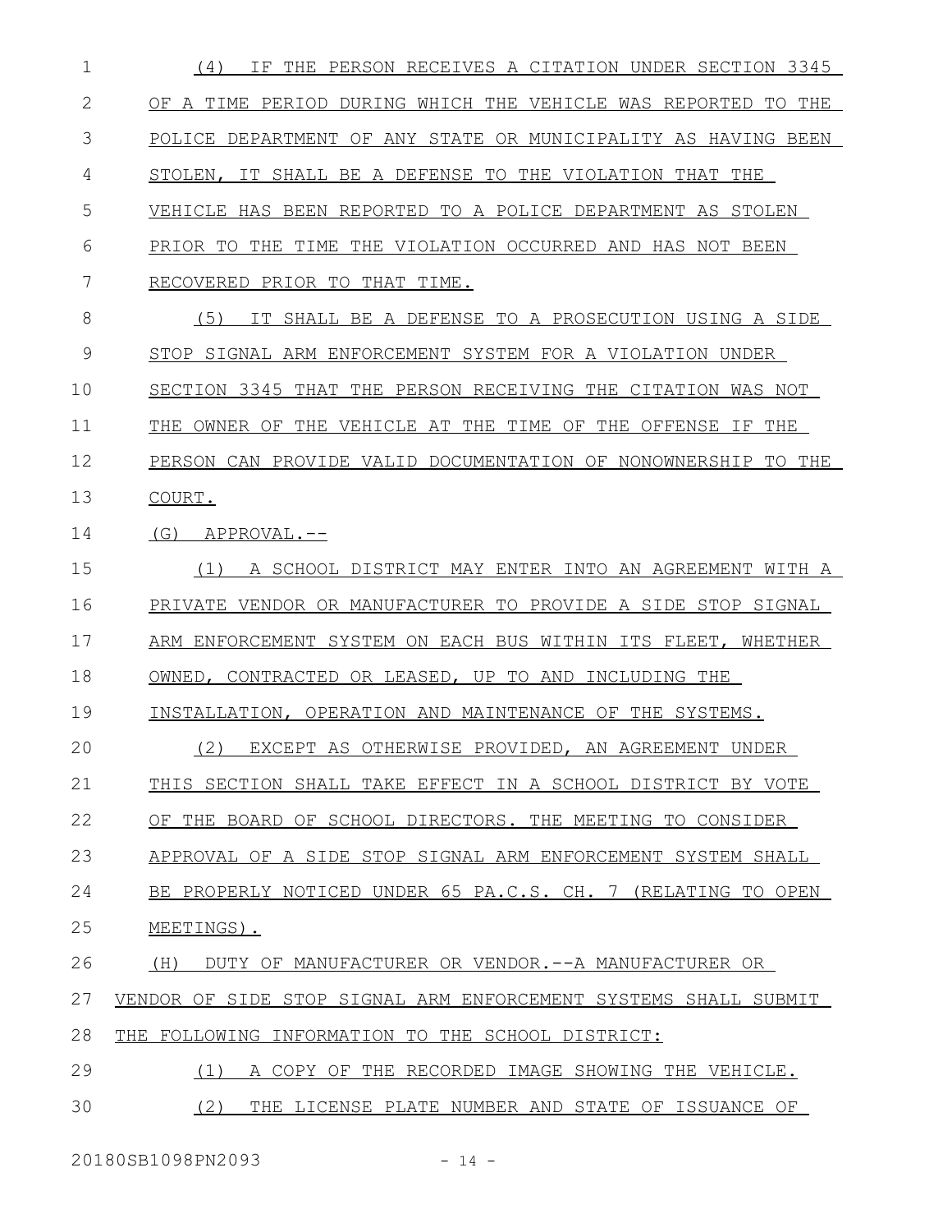(4) IF THE PERSON RECEIVES A CITATION UNDER SECTION 3345 OF A TIME PERIOD DURING WHICH THE VEHICLE WAS REPORTED TO THE POLICE DEPARTMENT OF ANY STATE OR MUNICIPALITY AS HAVING BEEN STOLEN, IT SHALL BE A DEFENSE TO THE VIOLATION THAT THE VEHICLE HAS BEEN REPORTED TO A POLICE DEPARTMENT AS STOLEN PRIOR TO THE TIME THE VIOLATION OCCURRED AND HAS NOT BEEN RECOVERED PRIOR TO THAT TIME.

(5) IT SHALL BE A DEFENSE TO A PROSECUTION USING A SIDE STOP SIGNAL ARM ENFORCEMENT SYSTEM FOR A VIOLATION UNDER SECTION 3345 THAT THE PERSON RECEIVING THE CITATION WAS NOT THE OWNER OF THE VEHICLE AT THE TIME OF THE OFFENSE IF THE PERSON CAN PROVIDE VALID DOCUMENTATION OF NONOWNERSHIP TO THE COURT.

(G) APPROVAL.--

(1) A SCHOOL DISTRICT MAY ENTER INTO AN AGREEMENT WITH A PRIVATE VENDOR OR MANUFACTURER TO PROVIDE A SIDE STOP SIGNAL ARM ENFORCEMENT SYSTEM ON EACH BUS WITHIN ITS FLEET, WHETHER OWNED, CONTRACTED OR LEASED, UP TO AND INCLUDING THE INSTALLATION, OPERATION AND MAINTENANCE OF THE SYSTEMS.

(2) EXCEPT AS OTHERWISE PROVIDED, AN AGREEMENT UNDER THIS SECTION SHALL TAKE EFFECT IN A SCHOOL DISTRICT BY VOTE OF THE BOARD OF SCHOOL DIRECTORS. THE MEETING TO CONSIDER APPROVAL OF A SIDE STOP SIGNAL ARM ENFORCEMENT SYSTEM SHALL BE PROPERLY NOTICED UNDER 65 PA.C.S. CH. 7 (RELATING TO OPEN MEETINGS).

(H) DUTY OF MANUFACTURER OR VENDOR.--A MANUFACTURER OR VENDOR OF SIDE STOP SIGNAL ARM ENFORCEMENT SYSTEMS SHALL SUBMIT THE FOLLOWING INFORMATION TO THE SCHOOL DISTRICT:

(1) A COPY OF THE RECORDED IMAGE SHOWING THE VEHICLE.

(2) THE LICENSE PLATE NUMBER AND STATE OF ISSUANCE OF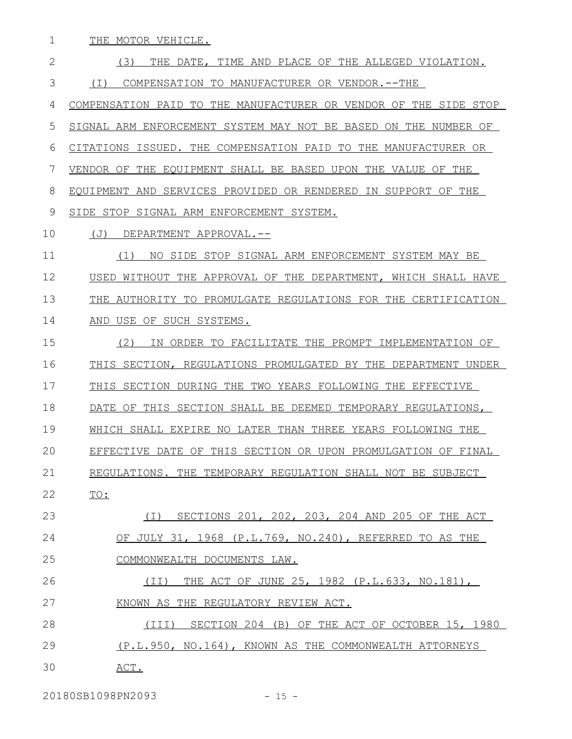THE MOTOR VEHICLE.

(3) THE DATE, TIME AND PLACE OF THE ALLEGED VIOLATION.

(I) COMPENSATION TO MANUFACTURER OR VENDOR.--THE COMPENSATION PAID TO THE MANUFACTURER OR VENDOR OF THE SIDE STOP SIGNAL ARM ENFORCEMENT SYSTEM MAY NOT BE BASED ON THE NUMBER OF CITATIONS ISSUED. THE COMPENSATION PAID TO THE MANUFACTURER OR VENDOR OF THE EQUIPMENT SHALL BE BASED UPON THE VALUE OF THE EQUIPMENT AND SERVICES PROVIDED OR RENDERED IN SUPPORT OF THE SIDE STOP SIGNAL ARM ENFORCEMENT SYSTEM.

(J) DEPARTMENT APPROVAL.--

(1) NO SIDE STOP SIGNAL ARM ENFORCEMENT SYSTEM MAY BE USED WITHOUT THE APPROVAL OF THE DEPARTMENT, WHICH SHALL HAVE THE AUTHORITY TO PROMULGATE REGULATIONS FOR THE CERTIFICATION AND USE OF SUCH SYSTEMS.

(2) IN ORDER TO FACILITATE THE PROMPT IMPLEMENTATION OF THIS SECTION, REGULATIONS PROMULGATED BY THE DEPARTMENT UNDER THIS SECTION DURING THE TWO YEARS FOLLOWING THE EFFECTIVE DATE OF THIS SECTION SHALL BE DEEMED TEMPORARY REGULATIONS, WHICH SHALL EXPIRE NO LATER THAN THREE YEARS FOLLOWING THE EFFECTIVE DATE OF THIS SECTION OR UPON PROMULGATION OF FINAL REGULATIONS. THE TEMPORARY REGULATION SHALL NOT BE SUBJECT TO:

(I) SECTIONS 201, 202, 203, 204 AND 205 OF THE ACT OF JULY 31, 1968 (P.L.769, NO.240), REFERRED TO AS THE COMMONWEALTH DOCUMENTS LAW.

(II) THE ACT OF JUNE 25, 1982 (P.L.633, NO.181), KNOWN AS THE REGULATORY REVIEW ACT.

(III) SECTION 204 (B) OF THE ACT OF OCTOBER 15, 1980 (P.L.950, NO.164), KNOWN AS THE COMMONWEALTH ATTORNEYS ACT.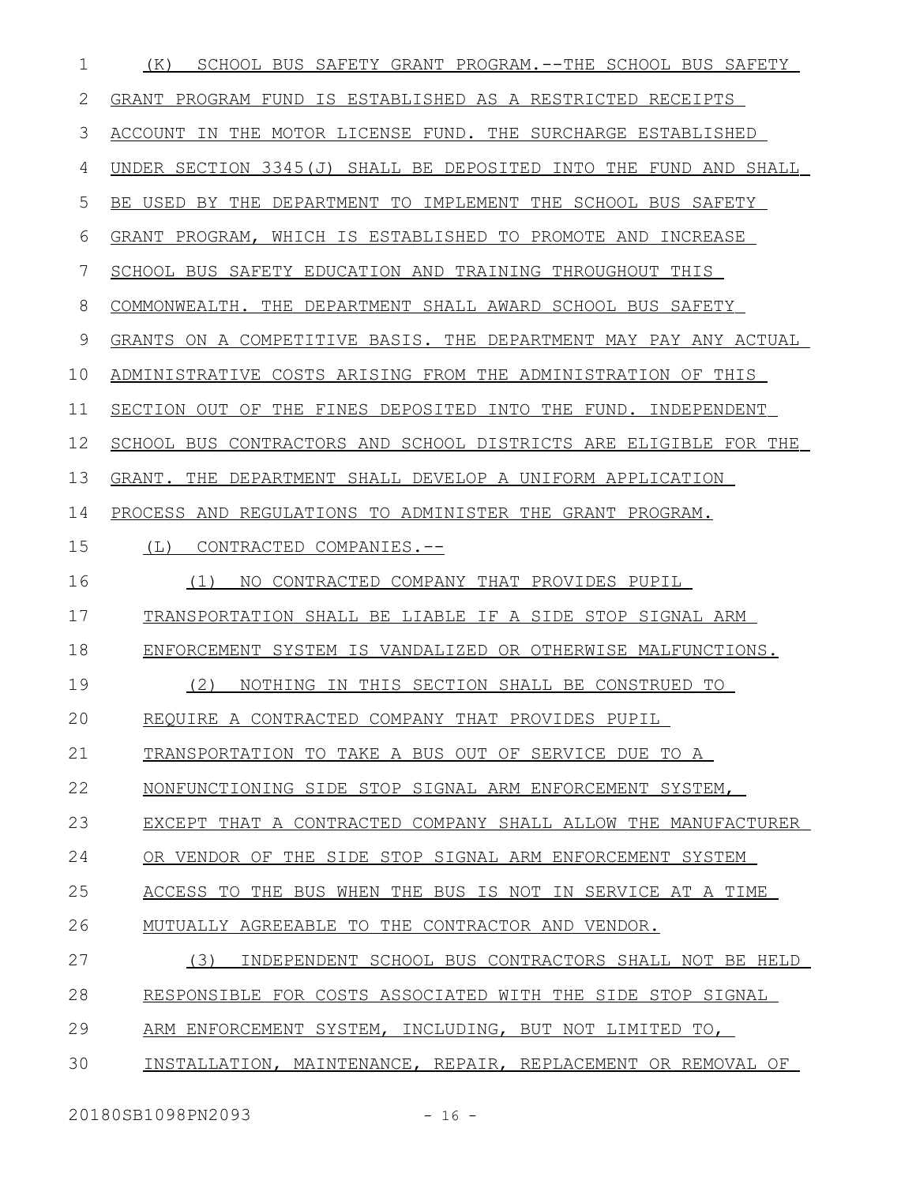(K) SCHOOL BUS SAFETY GRANT PROGRAM.--THE SCHOOL BUS SAFETY GRANT PROGRAM FUND IS ESTABLISHED AS A RESTRICTED RECEIPTS ACCOUNT IN THE MOTOR LICENSE FUND. THE SURCHARGE ESTABLISHED UNDER SECTION 3345(J) SHALL BE DEPOSITED INTO THE FUND AND SHALL BE USED BY THE DEPARTMENT TO IMPLEMENT THE SCHOOL BUS SAFETY GRANT PROGRAM, WHICH IS ESTABLISHED TO PROMOTE AND INCREASE SCHOOL BUS SAFETY EDUCATION AND TRAINING THROUGHOUT THIS COMMONWEALTH. THE DEPARTMENT SHALL AWARD SCHOOL BUS SAFETY GRANTS ON A COMPETITIVE BASIS. THE DEPARTMENT MAY PAY ANY ACTUAL ADMINISTRATIVE COSTS ARISING FROM THE ADMINISTRATION OF THIS SECTION OUT OF THE FINES DEPOSITED INTO THE FUND. INDEPENDENT SCHOOL BUS CONTRACTORS AND SCHOOL DISTRICTS ARE ELIGIBLE FOR THE GRANT. THE DEPARTMENT SHALL DEVELOP A UNIFORM APPLICATION PROCESS AND REGULATIONS TO ADMINISTER THE GRANT PROGRAM.

(L) CONTRACTED COMPANIES.--

(1) NO CONTRACTED COMPANY THAT PROVIDES PUPIL TRANSPORTATION SHALL BE LIABLE IF A SIDE STOP SIGNAL ARM ENFORCEMENT SYSTEM IS VANDALIZED OR OTHERWISE MALFUNCTIONS.

(2) NOTHING IN THIS SECTION SHALL BE CONSTRUED TO REQUIRE A CONTRACTED COMPANY THAT PROVIDES PUPIL TRANSPORTATION TO TAKE A BUS OUT OF SERVICE DUE TO A NONFUNCTIONING SIDE STOP SIGNAL ARM ENFORCEMENT SYSTEM, EXCEPT THAT A CONTRACTED COMPANY SHALL ALLOW THE MANUFACTURER OR VENDOR OF THE SIDE STOP SIGNAL ARM ENFORCEMENT SYSTEM ACCESS TO THE BUS WHEN THE BUS IS NOT IN SERVICE AT A TIME MUTUALLY AGREEABLE TO THE CONTRACTOR AND VENDOR.

(3) INDEPENDENT SCHOOL BUS CONTRACTORS SHALL NOT BE HELD RESPONSIBLE FOR COSTS ASSOCIATED WITH THE SIDE STOP SIGNAL ARM ENFORCEMENT SYSTEM, INCLUDING, BUT NOT LIMITED TO, INSTALLATION, MAINTENANCE, REPAIR, REPLACEMENT OR REMOVAL OF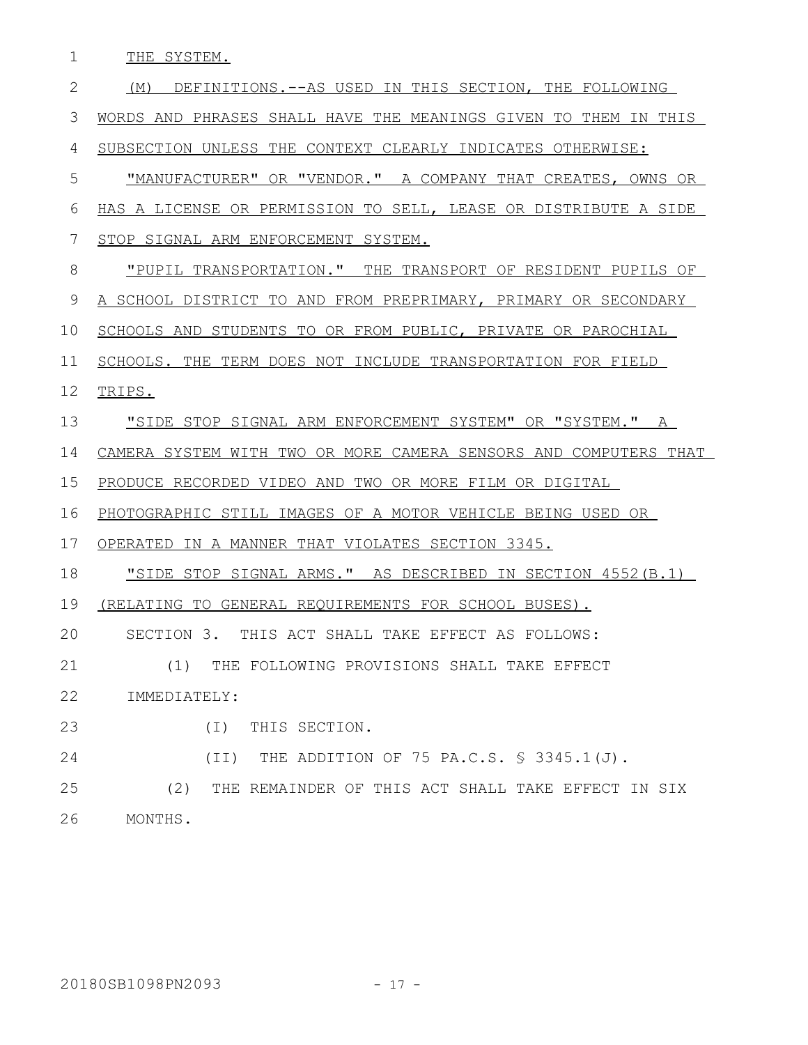THE SYSTEM.

(M) DEFINITIONS.--AS USED IN THIS SECTION, THE FOLLOWING WORDS AND PHRASES SHALL HAVE THE MEANINGS GIVEN TO THEM IN THIS SUBSECTION UNLESS THE CONTEXT CLEARLY INDICATES OTHERWISE:

"MANUFACTURER" OR "VENDOR." A COMPANY THAT CREATES, OWNS OR HAS A LICENSE OR PERMISSION TO SELL, LEASE OR DISTRIBUTE A SIDE STOP SIGNAL ARM ENFORCEMENT SYSTEM.

"PUPIL TRANSPORTATION." THE TRANSPORT OF RESIDENT PUPILS OF A SCHOOL DISTRICT TO AND FROM PREPRIMARY, PRIMARY OR SECONDARY SCHOOLS AND STUDENTS TO OR FROM PUBLIC, PRIVATE OR PAROCHIAL SCHOOLS. THE TERM DOES NOT INCLUDE TRANSPORTATION FOR FIELD TRIPS.

"SIDE STOP SIGNAL ARM ENFORCEMENT SYSTEM" OR "SYSTEM." A CAMERA SYSTEM WITH TWO OR MORE CAMERA SENSORS AND COMPUTERS THAT PRODUCE RECORDED VIDEO AND TWO OR MORE FILM OR DIGITAL PHOTOGRAPHIC STILL IMAGES OF A MOTOR VEHICLE BEING USED OR OPERATED IN A MANNER THAT VIOLATES SECTION 3345.

"SIDE STOP SIGNAL ARMS." AS DESCRIBED IN SECTION 4552(B.1) (RELATING TO GENERAL REQUIREMENTS FOR SCHOOL BUSES).

SECTION 3. THIS ACT SHALL TAKE EFFECT AS FOLLOWS:

(1) THE FOLLOWING PROVISIONS SHALL TAKE EFFECT IMMEDIATELY:

(I) THIS SECTION.

(II) THE ADDITION OF 75 PA.C.S. § 3345.1(J).

(2) THE REMAINDER OF THIS ACT SHALL TAKE EFFECT IN SIX MONTHS.